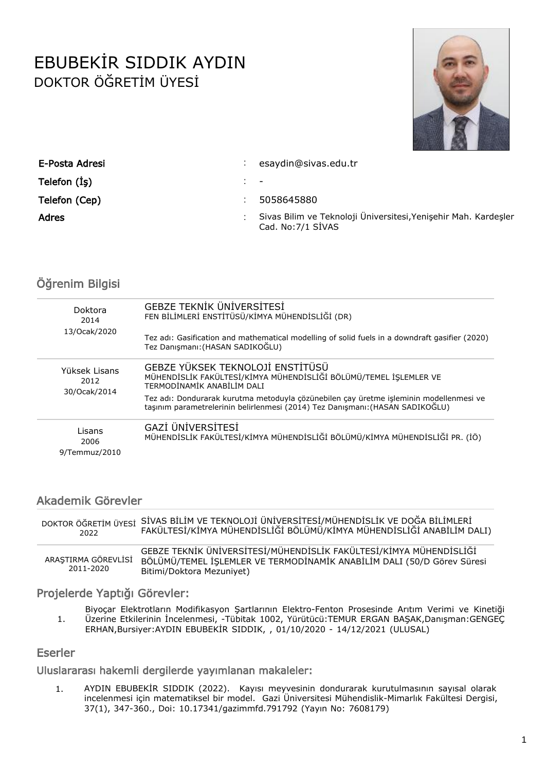# EBUBEKİR SIDDIK AYDIN

## DOKTOR ÖĞRETİM ÜYESİ

| | | |
|---|---|---|
| **E-Posta Adresi** | : | esaydin@sivas.edu.tr |
| **Telefon (İş)** | : | - |
| **Telefon (Cep)** | : | 5058645880 |
| **Adres** | : | Sivas Bilim ve Teknoloji Üniversitesi,Yenişehir Mah. Kardeşler Cad. No:7/1 SİVAS |

## Öğrenim Bilgisi

| | |
|---|---|
| Doktora<br>2014<br>13/Ocak/2020 | GEBZE TEKNİK ÜNİVERSİTESİ<br>FEN BİLİMLERİ ENSTİTÜSÜ/KİMYA MÜHENDİSLİĞİ (DR)<br>Tez adı: Gasification and mathematical modelling of solid fuels in a downdraft gasifier (2020) Tez Danışmanı:(HASAN SADIKOĞLU) |
| Yüksek Lisans<br>2012<br>30/Ocak/2014 | GEBZE YÜKSEK TEKNOLOJİ ENSTİTÜSÜ<br>MÜHENDİSLİK FAKÜLTESİ/KİMYA MÜHENDİSLİĞİ BÖLÜMÜ/TEMEL İŞLEMLER VE TERMODİNAMİK ANABİLİM DALI<br>Tez adı: Dondurarak kurutma metoduyla çözünebilen çay üretme işleminin modellenmesi ve taşınım parametrelerinin belirlenmesi (2014) Tez Danışmanı:(HASAN SADIKOĞLU) |
| Lisans<br>2006<br>9/Temmuz/2010 | GAZİ ÜNİVERSİTESİ<br>MÜHENDİSLİK FAKÜLTESİ/KİMYA MÜHENDİSLİĞİ BÖLÜMÜ/KİMYA MÜHENDİSLİĞİ PR. (İÖ) |

## Akademik Görevler

| | |
|---|---|
| DOKTOR ÖĞRETİM ÜYESİ<br>2022 | SİVAS BİLİM VE TEKNOLOJİ ÜNİVERSİTESİ/MÜHENDİSLİK VE DOĞA BİLİMLERİ FAKÜLTESİ/KİMYA MÜHENDİSLİĞİ BÖLÜMÜ/KİMYA MÜHENDİSLİĞİ ANABİLİM DALI) |
| ARAŞTIRMA GÖREVLİSİ<br>2011-2020 | GEBZE TEKNİK ÜNİVERSİTESİ/MÜHENDİSLİK FAKÜLTESİ/KİMYA MÜHENDİSLİĞİ BÖLÜMÜ/TEMEL İŞLEMLER VE TERMODİNAMİK ANABİLİM DALI (50/D Görev Süresi Bitimi/Doktora Mezuniyet) |

## Projelerde Yaptığı Görevler:

1. Biyoçar Elektrotların Modifikasyon Şartlarının Elektro-Fenton Prosesinde Arıtım Verimi ve Kinetiği Üzerine Etkilerinin İncelenmesi, -Tübitak 1002, Yürütücü:TEMUR ERGAN BAŞAK,Danışman:GENGEÇ ERHAN,Bursiyer:AYDIN EBUBEKİR SIDDIK, , 01/10/2020 - 14/12/2021 (ULUSAL)

## Eserler

### Uluslararası hakemli dergilerde yayımlanan makaleler:

1. AYDIN EBUBEKİR SIDDIK (2022). Kayısı meyvesinin dondurarak kurutulmasının sayısal olarak incelenmesi için matematiksel bir model. Gazi Üniversitesi Mühendislik-Mimarlık Fakültesi Dergisi, 37(1), 347-360., Doi: 10.17341/gazimmfd.791792 (Yayın No: 7608179)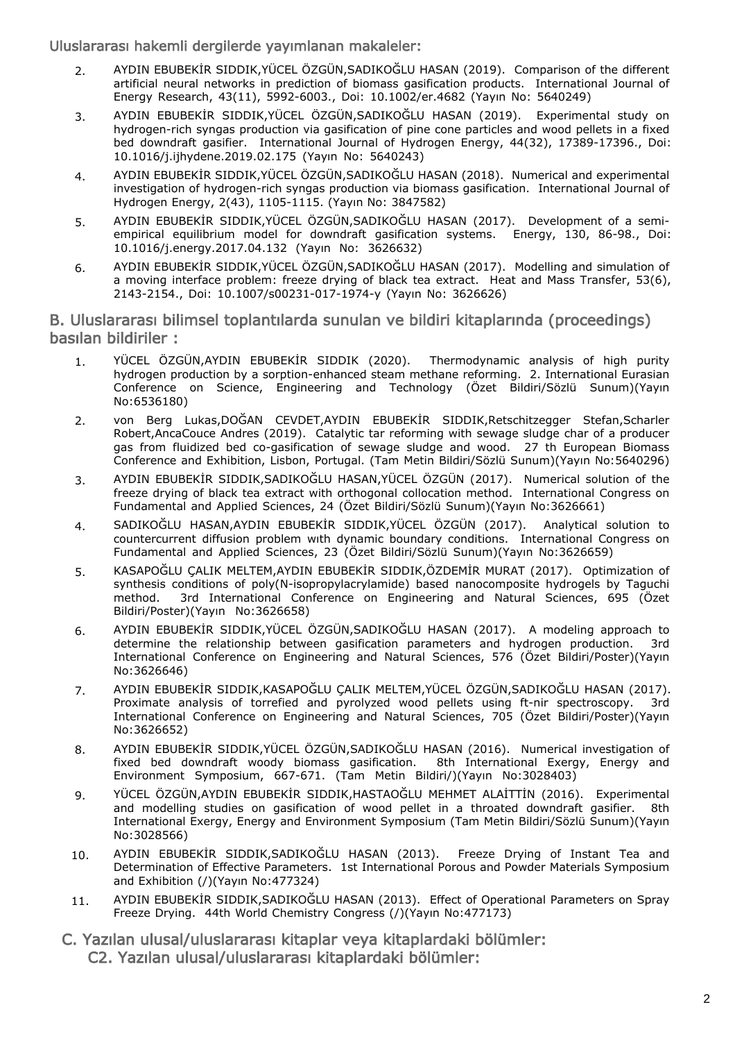Uluslararası hakemli dergilerde yayımlanan makaleler:

2. AYDIN EBUBEKİR SIDDIK,YÜCEL ÖZGÜN,SADIKOĞLU HASAN (2019). Comparison of the different artificial neural networks in prediction of biomass gasification products. International Journal of Energy Research, 43(11), 5992-6003., Doi: 10.1002/er.4682 (Yayın No: 5640249)
3. AYDIN EBUBEKİR SIDDIK,YÜCEL ÖZGÜN,SADIKOĞLU HASAN (2019). Experimental study on hydrogen-rich syngas production via gasification of pine cone particles and wood pellets in a fixed bed downdraft gasifier. International Journal of Hydrogen Energy, 44(32), 17389-17396., Doi: 10.1016/j.ijhydene.2019.02.175 (Yayın No: 5640243)
4. AYDIN EBUBEKİR SIDDIK,YÜCEL ÖZGÜN,SADIKOĞLU HASAN (2018). Numerical and experimental investigation of hydrogen-rich syngas production via biomass gasification. International Journal of Hydrogen Energy, 2(43), 1105-1115. (Yayın No: 3847582)
5. AYDIN EBUBEKİR SIDDIK,YÜCEL ÖZGÜN,SADIKOĞLU HASAN (2017). Development of a semi-empirical equilibrium model for downdraft gasification systems. Energy, 130, 86-98., Doi: 10.1016/j.energy.2017.04.132 (Yayın No: 3626632)
6. AYDIN EBUBEKİR SIDDIK,YÜCEL ÖZGÜN,SADIKOĞLU HASAN (2017). Modelling and simulation of a moving interface problem: freeze drying of black tea extract. Heat and Mass Transfer, 53(6), 2143-2154., Doi: 10.1007/s00231-017-1974-y (Yayın No: 3626626)

## B. Uluslararası bilimsel toplantılarda sunulan ve bildiri kitaplarında (proceedings) basılan bildiriler :

1. YÜCEL ÖZGÜN,AYDIN EBUBEKİR SIDDIK (2020). Thermodynamic analysis of high purity hydrogen production by a sorption-enhanced steam methane reforming. 2. International Eurasian Conference on Science, Engineering and Technology (Özet Bildiri/Sözlü Sunum)(Yayın No:6536180)
2. von Berg Lukas,DOĞAN CEVDET,AYDIN EBUBEKİR SIDDIK,Retschitzegger Stefan,Scharler Robert,AncaCouce Andres (2019). Catalytic tar reforming with sewage sludge char of a producer gas from fluidized bed co-gasification of sewage sludge and wood. 27 th European Biomass Conference and Exhibition, Lisbon, Portugal. (Tam Metin Bildiri/Sözlü Sunum)(Yayın No:5640296)
3. AYDIN EBUBEKİR SIDDIK,SADIKOĞLU HASAN,YÜCEL ÖZGÜN (2017). Numerical solution of the freeze drying of black tea extract with orthogonal collocation method. International Congress on Fundamental and Applied Sciences, 24 (Özet Bildiri/Sözlü Sunum)(Yayın No:3626661)
4. SADIKOĞLU HASAN,AYDIN EBUBEKİR SIDDIK,YÜCEL ÖZGÜN (2017). Analytical solution to countercurrent diffusion problem wıth dynamic boundary conditions. International Congress on Fundamental and Applied Sciences, 23 (Özet Bildiri/Sözlü Sunum)(Yayın No:3626659)
5. KASAPOĞLU ÇALIK MELTEM,AYDIN EBUBEKİR SIDDIK,ÖZDEMİR MURAT (2017). Optimization of synthesis conditions of poly(N-isopropylacrylamide) based nanocomposite hydrogels by Taguchi method. 3rd International Conference on Engineering and Natural Sciences, 695 (Özet Bildiri/Poster)(Yayın No:3626658)
6. AYDIN EBUBEKİR SIDDIK,YÜCEL ÖZGÜN,SADIKOĞLU HASAN (2017). A modeling approach to determine the relationship between gasification parameters and hydrogen production. 3rd International Conference on Engineering and Natural Sciences, 576 (Özet Bildiri/Poster)(Yayın No:3626646)
7. AYDIN EBUBEKİR SIDDIK,KASAPOĞLU ÇALIK MELTEM,YÜCEL ÖZGÜN,SADIKOĞLU HASAN (2017). Proximate analysis of torrefied and pyrolyzed wood pellets using ft-nir spectroscopy. 3rd International Conference on Engineering and Natural Sciences, 705 (Özet Bildiri/Poster)(Yayın No:3626652)
8. AYDIN EBUBEKİR SIDDIK,YÜCEL ÖZGÜN,SADIKOĞLU HASAN (2016). Numerical investigation of fixed bed downdraft woody biomass gasification. 8th International Exergy, Energy and Environment Symposium, 667-671. (Tam Metin Bildiri/)(Yayın No:3028403)
9. YÜCEL ÖZGÜN,AYDIN EBUBEKİR SIDDIK,HASTAOĞLU MEHMET ALAİTTİN (2016). Experimental and modelling studies on gasification of wood pellet in a throated downdraft gasifier. 8th International Exergy, Energy and Environment Symposium (Tam Metin Bildiri/Sözlü Sunum)(Yayın No:3028566)
10. AYDIN EBUBEKİR SIDDIK,SADIKOĞLU HASAN (2013). Freeze Drying of Instant Tea and Determination of Effective Parameters. 1st International Porous and Powder Materials Symposium and Exhibition (/)(Yayın No:477324)
11. AYDIN EBUBEKİR SIDDIK,SADIKOĞLU HASAN (2013). Effect of Operational Parameters on Spray Freeze Drying. 44th World Chemistry Congress (/)(Yayın No:477173)

## C. Yazılan ulusal/uluslararası kitaplar veya kitaplardaki bölümler:

### C2. Yazılan ulusal/uluslararası kitaplardaki bölümler: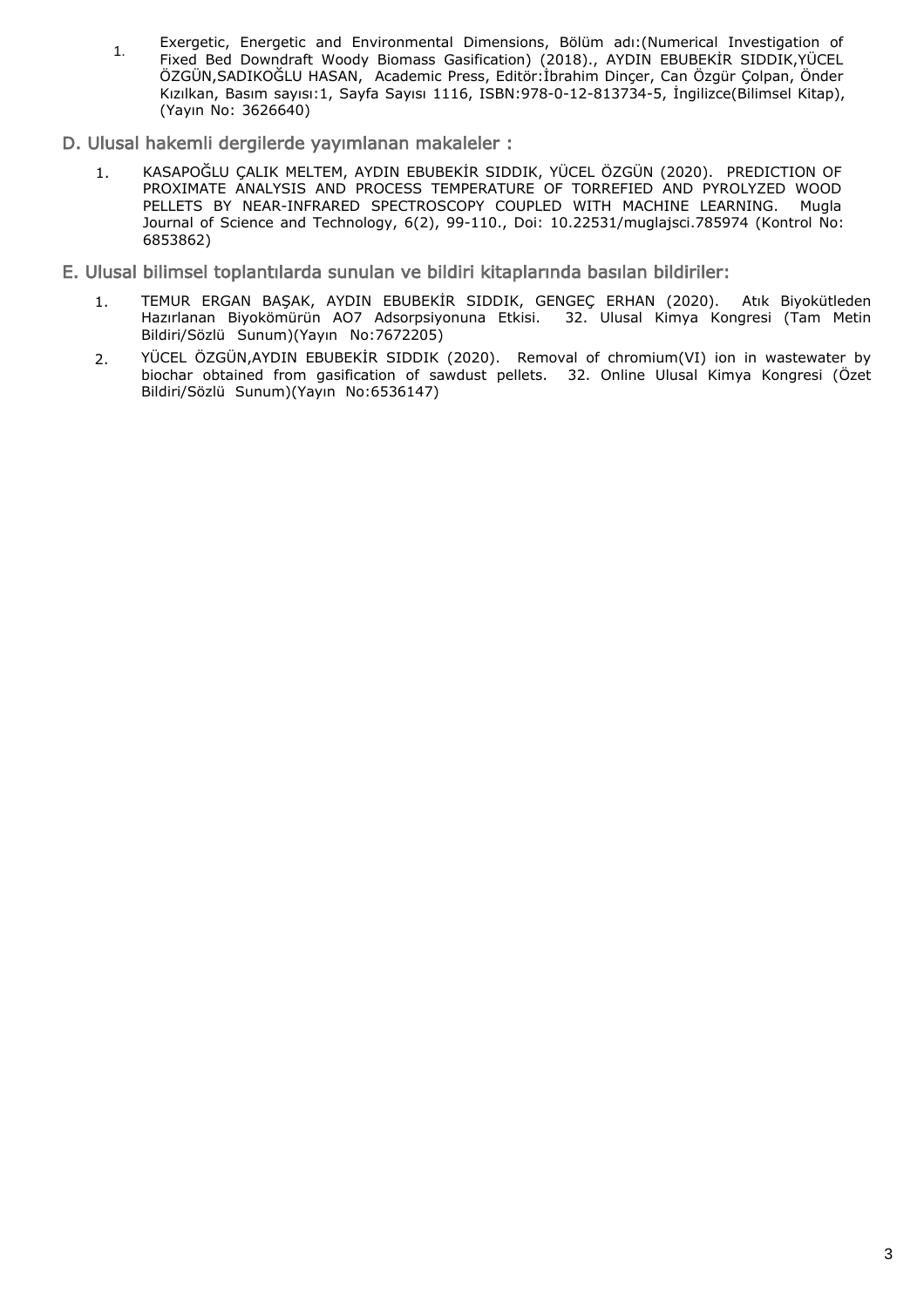1. Exergetic, Energetic and Environmental Dimensions, Bölüm adı:(Numerical Investigation of Fixed Bed Downdraft Woody Biomass Gasification) (2018)., AYDIN EBUBEKİR SIDDIK,YÜCEL ÖZGÜN,SADIKOĞLU HASAN, Academic Press, Editör:İbrahim Dinçer, Can Özgür Çolpan, Önder Kızılkan, Basım sayısı:1, Sayfa Sayısı 1116, ISBN:978-0-12-813734-5, İngilizce(Bilimsel Kitap), (Yayın No: 3626640)

## D. Ulusal hakemli dergilerde yayımlanan makaleler :

1. KASAPOĞLU ÇALIK MELTEM, AYDIN EBUBEKİR SIDDIK, YÜCEL ÖZGÜN (2020). PREDICTION OF PROXIMATE ANALYSIS AND PROCESS TEMPERATURE OF TORREFIED AND PYROLYZED WOOD PELLETS BY NEAR-INFRARED SPECTROSCOPY COUPLED WITH MACHINE LEARNING. Mugla Journal of Science and Technology, 6(2), 99-110., Doi: 10.22531/muglajsci.785974 (Kontrol No: 6853862)

## E. Ulusal bilimsel toplantılarda sunulan ve bildiri kitaplarında basılan bildiriler:

1. TEMUR ERGAN BAŞAK, AYDIN EBUBEKİR SIDDIK, GENGEÇ ERHAN (2020). Atık Biyokütleden Hazırlanan Biyokömürün AO7 Adsorpsiyonuna Etkisi. 32. Ulusal Kimya Kongresi (Tam Metin Bildiri/Sözlü Sunum)(Yayın No:7672205)
2. YÜCEL ÖZGÜN,AYDIN EBUBEKİR SIDDIK (2020). Removal of chromium(VI) ion in wastewater by biochar obtained from gasification of sawdust pellets. 32. Online Ulusal Kimya Kongresi (Özet Bildiri/Sözlü Sunum)(Yayın No:6536147)